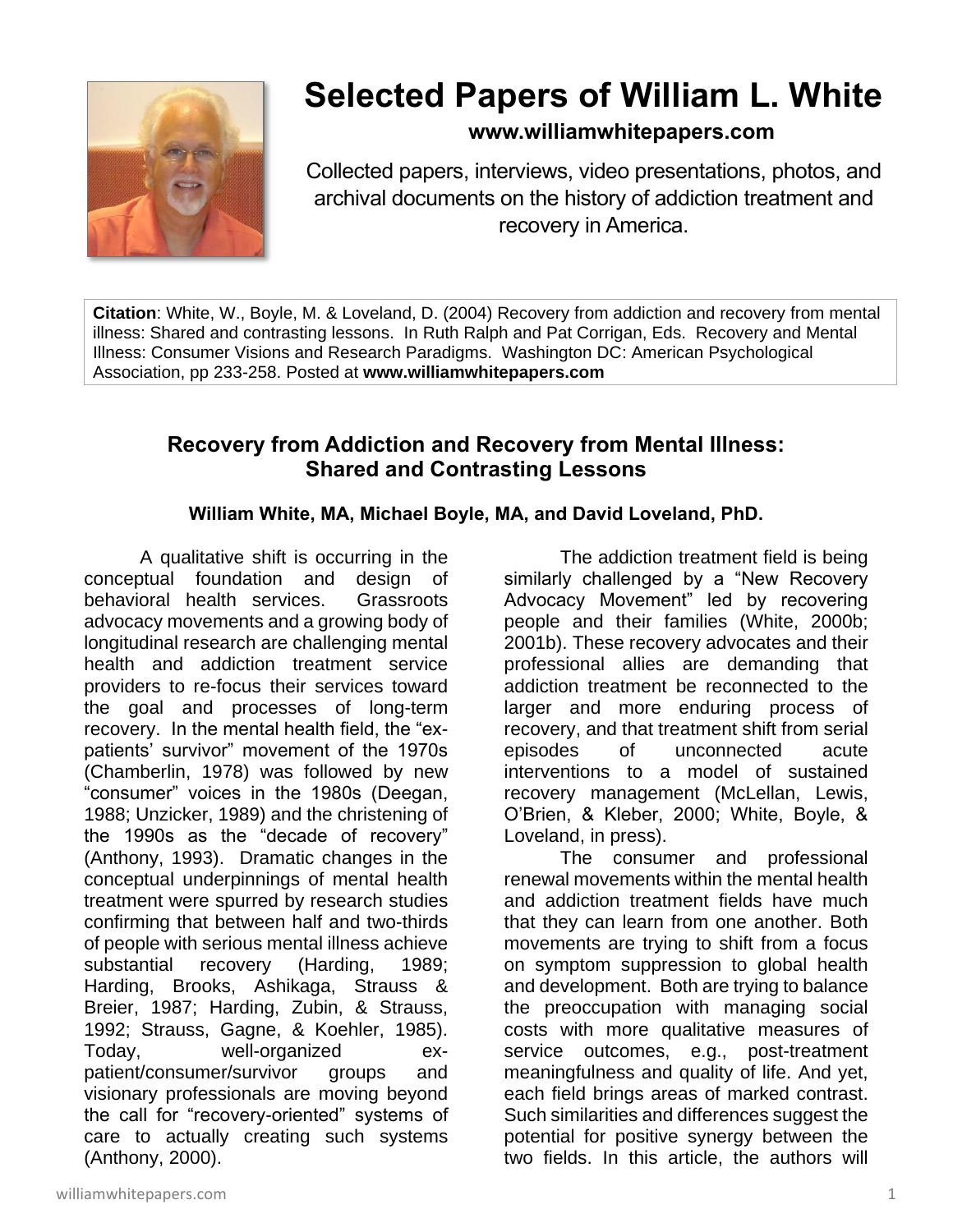# Selected Papers of William L. White

**www.williamwhitepapers.com**

Collected papers, interviews, video presentations, photos, and archival documents on the history of addiction treatment and recovery in America.

**Citation**: White, W., Boyle, M. & Loveland, D. (2004) Recovery from addiction and recovery from mental illness: Shared and contrasting lessons. In Ruth Ralph and Pat Corrigan, Eds. Recovery and Mental Illness: Consumer Visions and Research Paradigms. Washington DC: American Psychological Association, pp 233-258. Posted at **www.williamwhitepapers.com**

## Recovery from Addiction and Recovery from Mental Illness: Shared and Contrasting Lessons

**William White, MA, Michael Boyle, MA, and David Loveland, PhD.**

A qualitative shift is occurring in the conceptual foundation and design of behavioral health services. Grassroots advocacy movements and a growing body of longitudinal research are challenging mental health and addiction treatment service providers to re-focus their services toward the goal and processes of long-term recovery. In the mental health field, the "ex-patients' survivor" movement of the 1970s (Chamberlin, 1978) was followed by new "consumer" voices in the 1980s (Deegan, 1988; Unzicker, 1989) and the christening of the 1990s as the "decade of recovery" (Anthony, 1993). Dramatic changes in the conceptual underpinnings of mental health treatment were spurred by research studies confirming that between half and two-thirds of people with serious mental illness achieve substantial recovery (Harding, 1989; Harding, Brooks, Ashikaga, Strauss & Breier, 1987; Harding, Zubin, & Strauss, 1992; Strauss, Gagne, & Koehler, 1985). Today, well-organized ex-patient/consumer/survivor groups and visionary professionals are moving beyond the call for "recovery-oriented" systems of care to actually creating such systems (Anthony, 2000).

The addiction treatment field is being similarly challenged by a "New Recovery Advocacy Movement" led by recovering people and their families (White, 2000b; 2001b). These recovery advocates and their professional allies are demanding that addiction treatment be reconnected to the larger and more enduring process of recovery, and that treatment shift from serial episodes of unconnected acute interventions to a model of sustained recovery management (McLellan, Lewis, O'Brien, & Kleber, 2000; White, Boyle, & Loveland, in press).

The consumer and professional renewal movements within the mental health and addiction treatment fields have much that they can learn from one another. Both movements are trying to shift from a focus on symptom suppression to global health and development. Both are trying to balance the preoccupation with managing social costs with more qualitative measures of service outcomes, e.g., post-treatment meaningfulness and quality of life. And yet, each field brings areas of marked contrast. Such similarities and differences suggest the potential for positive synergy between the two fields. In this article, the authors will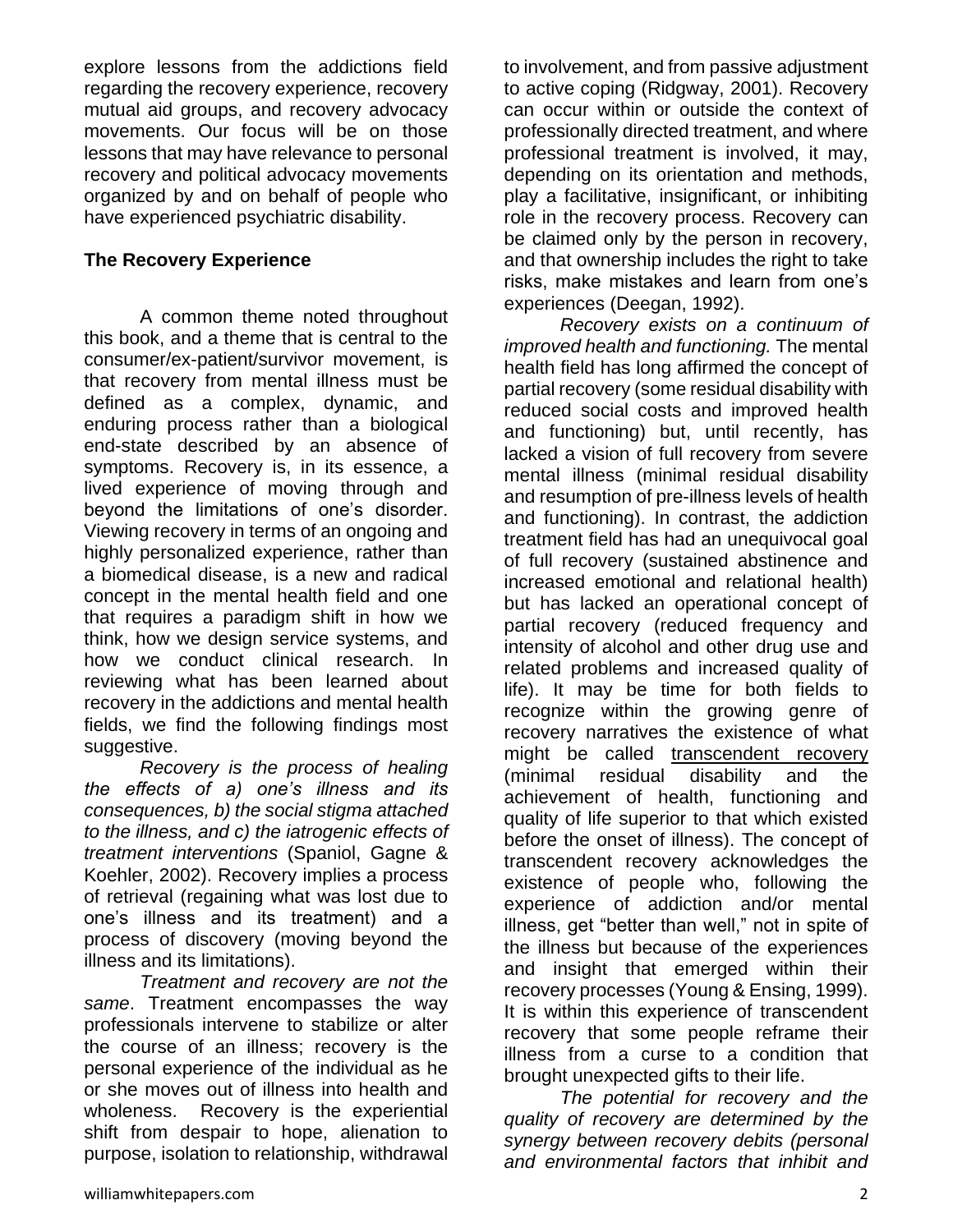explore lessons from the addictions field regarding the recovery experience, recovery mutual aid groups, and recovery advocacy movements. Our focus will be on those lessons that may have relevance to personal recovery and political advocacy movements organized by and on behalf of people who have experienced psychiatric disability.

**The Recovery Experience**

A common theme noted throughout this book, and a theme that is central to the consumer/ex-patient/survivor movement, is that recovery from mental illness must be defined as a complex, dynamic, and enduring process rather than a biological end-state described by an absence of symptoms. Recovery is, in its essence, a lived experience of moving through and beyond the limitations of one's disorder. Viewing recovery in terms of an ongoing and highly personalized experience, rather than a biomedical disease, is a new and radical concept in the mental health field and one that requires a paradigm shift in how we think, how we design service systems, and how we conduct clinical research. In reviewing what has been learned about recovery in the addictions and mental health fields, we find the following findings most suggestive.

*Recovery is the process of healing the effects of a) one's illness and its consequences, b) the social stigma attached to the illness, and c) the iatrogenic effects of treatment interventions* (Spaniol, Gagne & Koehler, 2002). Recovery implies a process of retrieval (regaining what was lost due to one's illness and its treatment) and a process of discovery (moving beyond the illness and its limitations).

*Treatment and recovery are not the same*. Treatment encompasses the way professionals intervene to stabilize or alter the course of an illness; recovery is the personal experience of the individual as he or she moves out of illness into health and wholeness. Recovery is the experiential shift from despair to hope, alienation to purpose, isolation to relationship, withdrawal to involvement, and from passive adjustment to active coping (Ridgway, 2001). Recovery can occur within or outside the context of professionally directed treatment, and where professional treatment is involved, it may, depending on its orientation and methods, play a facilitative, insignificant, or inhibiting role in the recovery process. Recovery can be claimed only by the person in recovery, and that ownership includes the right to take risks, make mistakes and learn from one's experiences (Deegan, 1992).

*Recovery exists on a continuum of improved health and functioning.* The mental health field has long affirmed the concept of partial recovery (some residual disability with reduced social costs and improved health and functioning) but, until recently, has lacked a vision of full recovery from severe mental illness (minimal residual disability and resumption of pre-illness levels of health and functioning). In contrast, the addiction treatment field has had an unequivocal goal of full recovery (sustained abstinence and increased emotional and relational health) but has lacked an operational concept of partial recovery (reduced frequency and intensity of alcohol and other drug use and related problems and increased quality of life). It may be time for both fields to recognize within the growing genre of recovery narratives the existence of what might be called transcendent recovery (minimal residual disability and the achievement of health, functioning and quality of life superior to that which existed before the onset of illness). The concept of transcendent recovery acknowledges the existence of people who, following the experience of addiction and/or mental illness, get "better than well," not in spite of the illness but because of the experiences and insight that emerged within their recovery processes (Young & Ensing, 1999). It is within this experience of transcendent recovery that some people reframe their illness from a curse to a condition that brought unexpected gifts to their life.

*The potential for recovery and the quality of recovery are determined by the synergy between recovery debits (personal and environmental factors that inhibit and*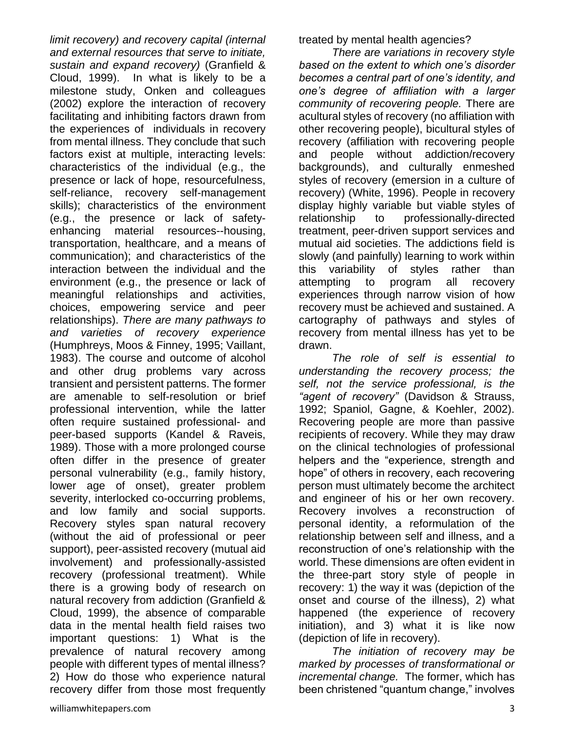*limit recovery) and recovery capital (internal and external resources that serve to initiate, sustain and expand recovery)* (Granfield & Cloud, 1999). In what is likely to be a milestone study, Onken and colleagues (2002) explore the interaction of recovery facilitating and inhibiting factors drawn from the experiences of individuals in recovery from mental illness. They conclude that such factors exist at multiple, interacting levels: characteristics of the individual (e.g., the presence or lack of hope, resourcefulness, self-reliance, recovery self-management skills); characteristics of the environment (e.g., the presence or lack of safety-enhancing material resources--housing, transportation, healthcare, and a means of communication); and characteristics of the interaction between the individual and the environment (e.g., the presence or lack of meaningful relationships and activities, choices, empowering service and peer relationships). *There are many pathways to and varieties of recovery experience* (Humphreys, Moos & Finney, 1995; Vaillant, 1983). The course and outcome of alcohol and other drug problems vary across transient and persistent patterns. The former are amenable to self-resolution or brief professional intervention, while the latter often require sustained professional- and peer-based supports (Kandel & Raveis, 1989). Those with a more prolonged course often differ in the presence of greater personal vulnerability (e.g., family history, lower age of onset), greater problem severity, interlocked co-occurring problems, and low family and social supports. Recovery styles span natural recovery (without the aid of professional or peer support), peer-assisted recovery (mutual aid involvement) and professionally-assisted recovery (professional treatment). While there is a growing body of research on natural recovery from addiction (Granfield & Cloud, 1999), the absence of comparable data in the mental health field raises two important questions: 1) What is the prevalence of natural recovery among people with different types of mental illness? 2) How do those who experience natural recovery differ from those most frequently treated by mental health agencies?

*There are variations in recovery style based on the extent to which one's disorder becomes a central part of one's identity, and one's degree of affiliation with a larger community of recovering people.* There are acultural styles of recovery (no affiliation with other recovering people), bicultural styles of recovery (affiliation with recovering people and people without addiction/recovery backgrounds), and culturally enmeshed styles of recovery (emersion in a culture of recovery) (White, 1996). People in recovery display highly variable but viable styles of relationship to professionally-directed treatment, peer-driven support services and mutual aid societies. The addictions field is slowly (and painfully) learning to work within this variability of styles rather than attempting to program all recovery experiences through narrow vision of how recovery must be achieved and sustained. A cartography of pathways and styles of recovery from mental illness has yet to be drawn.

*The role of self is essential to understanding the recovery process; the self, not the service professional, is the "agent of recovery"* (Davidson & Strauss, 1992; Spaniol, Gagne, & Koehler, 2002). Recovering people are more than passive recipients of recovery. While they may draw on the clinical technologies of professional helpers and the "experience, strength and hope" of others in recovery, each recovering person must ultimately become the architect and engineer of his or her own recovery. Recovery involves a reconstruction of personal identity, a reformulation of the relationship between self and illness, and a reconstruction of one's relationship with the world. These dimensions are often evident in the three-part story style of people in recovery: 1) the way it was (depiction of the onset and course of the illness), 2) what happened (the experience of recovery initiation), and 3) what it is like now (depiction of life in recovery).

*The initiation of recovery may be marked by processes of transformational or incremental change.* The former, which has been christened "quantum change," involves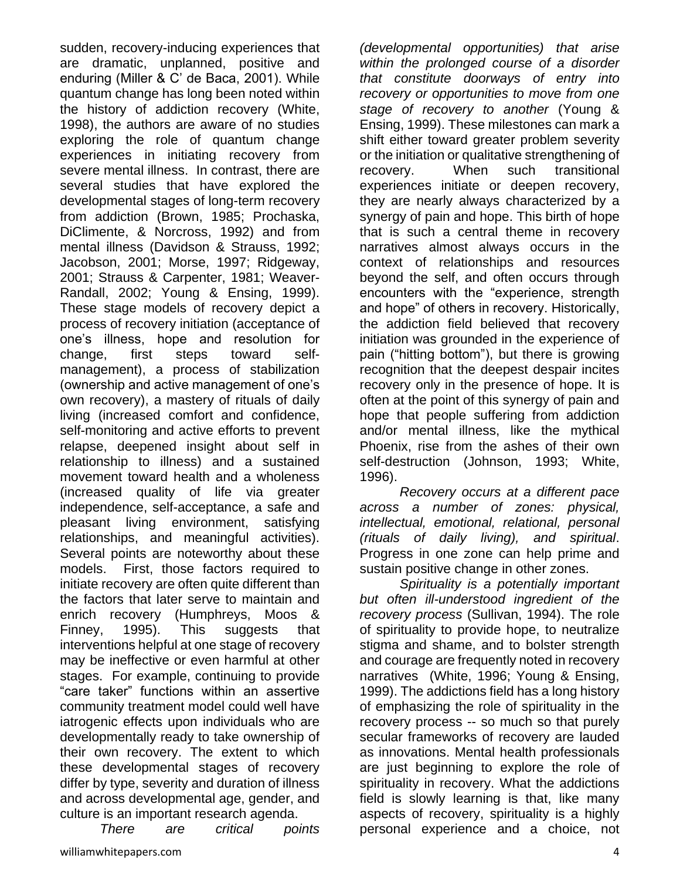sudden, recovery-inducing experiences that are dramatic, unplanned, positive and enduring (Miller & C' de Baca, 2001). While quantum change has long been noted within the history of addiction recovery (White, 1998), the authors are aware of no studies exploring the role of quantum change experiences in initiating recovery from severe mental illness. In contrast, there are several studies that have explored the developmental stages of long-term recovery from addiction (Brown, 1985; Prochaska, DiClimente, & Norcross, 1992) and from mental illness (Davidson & Strauss, 1992; Jacobson, 2001; Morse, 1997; Ridgeway, 2001; Strauss & Carpenter, 1981; Weaver-Randall, 2002; Young & Ensing, 1999). These stage models of recovery depict a process of recovery initiation (acceptance of one's illness, hope and resolution for change, first steps toward self-management), a process of stabilization (ownership and active management of one's own recovery), a mastery of rituals of daily living (increased comfort and confidence, self-monitoring and active efforts to prevent relapse, deepened insight about self in relationship to illness) and a sustained movement toward health and a wholeness (increased quality of life via greater independence, self-acceptance, a safe and pleasant living environment, satisfying relationships, and meaningful activities). Several points are noteworthy about these models. First, those factors required to initiate recovery are often quite different than the factors that later serve to maintain and enrich recovery (Humphreys, Moos & Finney, 1995). This suggests that interventions helpful at one stage of recovery may be ineffective or even harmful at other stages. For example, continuing to provide "care taker" functions within an assertive community treatment model could well have iatrogenic effects upon individuals who are developmentally ready to take ownership of their own recovery. The extent to which these developmental stages of recovery differ by type, severity and duration of illness and across developmental age, gender, and culture is an important research agenda.

*There are critical points (developmental opportunities) that arise within the prolonged course of a disorder that constitute doorways of entry into recovery or opportunities to move from one stage of recovery to another* (Young & Ensing, 1999). These milestones can mark a shift either toward greater problem severity or the initiation or qualitative strengthening of recovery. When such transitional experiences initiate or deepen recovery, they are nearly always characterized by a synergy of pain and hope. This birth of hope that is such a central theme in recovery narratives almost always occurs in the context of relationships and resources beyond the self, and often occurs through encounters with the "experience, strength and hope" of others in recovery. Historically, the addiction field believed that recovery initiation was grounded in the experience of pain ("hitting bottom"), but there is growing recognition that the deepest despair incites recovery only in the presence of hope. It is often at the point of this synergy of pain and hope that people suffering from addiction and/or mental illness, like the mythical Phoenix, rise from the ashes of their own self-destruction (Johnson, 1993; White, 1996).

*Recovery occurs at a different pace across a number of zones: physical, intellectual, emotional, relational, personal (rituals of daily living), and spiritual*. Progress in one zone can help prime and sustain positive change in other zones.

*Spirituality is a potentially important but often ill-understood ingredient of the recovery process* (Sullivan, 1994). The role of spirituality to provide hope, to neutralize stigma and shame, and to bolster strength and courage are frequently noted in recovery narratives (White, 1996; Young & Ensing, 1999). The addictions field has a long history of emphasizing the role of spirituality in the recovery process -- so much so that purely secular frameworks of recovery are lauded as innovations. Mental health professionals are just beginning to explore the role of spirituality in recovery. What the addictions field is slowly learning is that, like many aspects of recovery, spirituality is a highly personal experience and a choice, not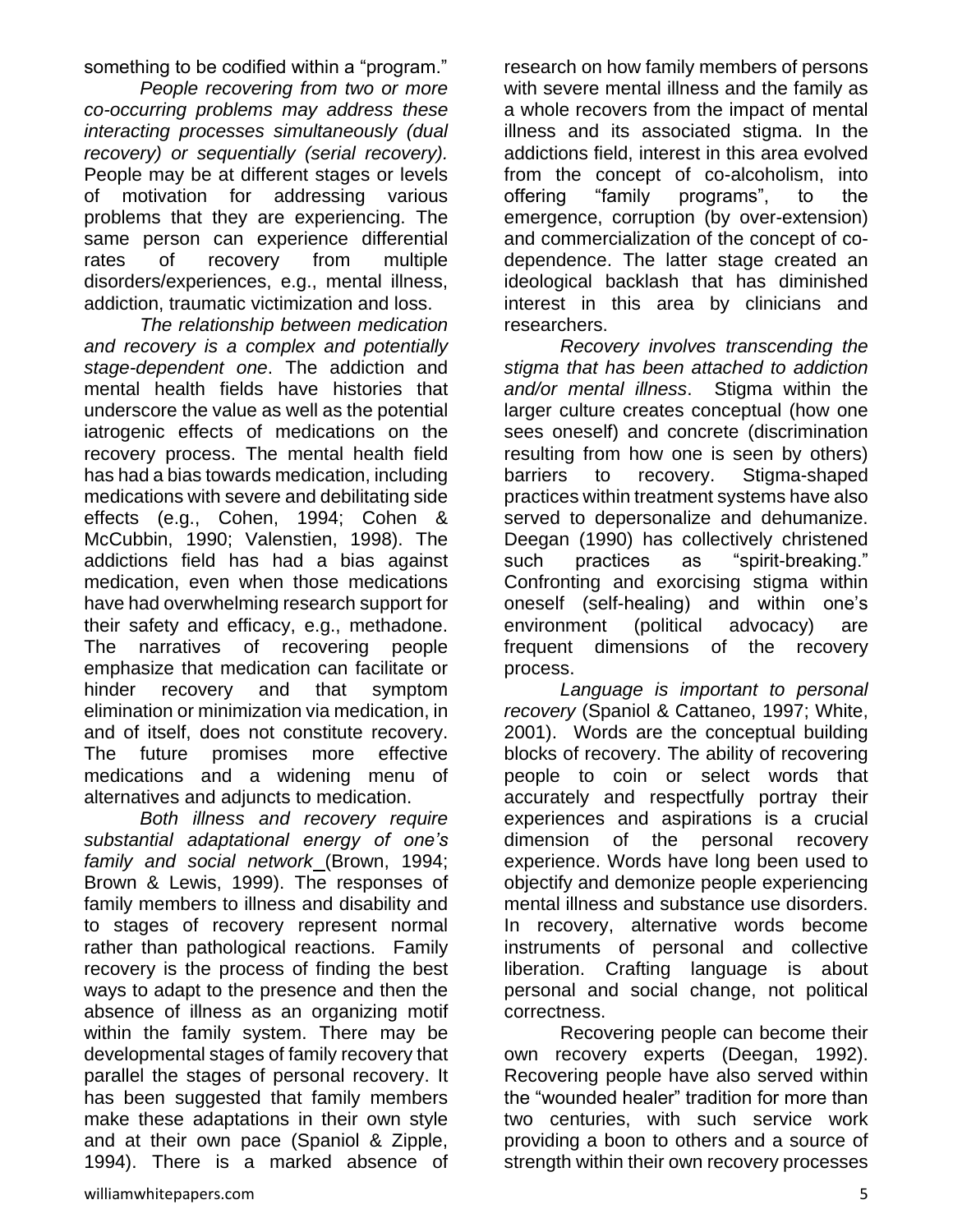something to be codified within a "program."

*People recovering from two or more co-occurring problems may address these interacting processes simultaneously (dual recovery) or sequentially (serial recovery).* People may be at different stages or levels of motivation for addressing various problems that they are experiencing. The same person can experience differential rates of recovery from multiple disorders/experiences, e.g., mental illness, addiction, traumatic victimization and loss.

*The relationship between medication and recovery is a complex and potentially stage-dependent one*. The addiction and mental health fields have histories that underscore the value as well as the potential iatrogenic effects of medications on the recovery process. The mental health field has had a bias towards medication, including medications with severe and debilitating side effects (e.g., Cohen, 1994; Cohen & McCubbin, 1990; Valenstien, 1998). The addictions field has had a bias against medication, even when those medications have had overwhelming research support for their safety and efficacy, e.g., methadone. The narratives of recovering people emphasize that medication can facilitate or hinder recovery and that symptom elimination or minimization via medication, in and of itself, does not constitute recovery. The future promises more effective medications and a widening menu of alternatives and adjuncts to medication.

*Both illness and recovery require substantial adaptational energy of one's family and social network* (Brown, 1994; Brown & Lewis, 1999). The responses of family members to illness and disability and to stages of recovery represent normal rather than pathological reactions. Family recovery is the process of finding the best ways to adapt to the presence and then the absence of illness as an organizing motif within the family system. There may be developmental stages of family recovery that parallel the stages of personal recovery. It has been suggested that family members make these adaptations in their own style and at their own pace (Spaniol & Zipple, 1994). There is a marked absence of research on how family members of persons with severe mental illness and the family as a whole recovers from the impact of mental illness and its associated stigma. In the addictions field, interest in this area evolved from the concept of co-alcoholism, into offering "family programs", to the emergence, corruption (by over-extension) and commercialization of the concept of co-dependence. The latter stage created an ideological backlash that has diminished interest in this area by clinicians and researchers.

*Recovery involves transcending the stigma that has been attached to addiction and/or mental illness*. Stigma within the larger culture creates conceptual (how one sees oneself) and concrete (discrimination resulting from how one is seen by others) barriers to recovery. Stigma-shaped practices within treatment systems have also served to depersonalize and dehumanize. Deegan (1990) has collectively christened such practices as "spirit-breaking." Confronting and exorcising stigma within oneself (self-healing) and within one's environment (political advocacy) are frequent dimensions of the recovery process.

*Language is important to personal recovery* (Spaniol & Cattaneo, 1997; White, 2001). Words are the conceptual building blocks of recovery. The ability of recovering people to coin or select words that accurately and respectfully portray their experiences and aspirations is a crucial dimension of the personal recovery experience. Words have long been used to objectify and demonize people experiencing mental illness and substance use disorders. In recovery, alternative words become instruments of personal and collective liberation. Crafting language is about personal and social change, not political correctness.

Recovering people can become their own recovery experts (Deegan, 1992). Recovering people have also served within the "wounded healer" tradition for more than two centuries, with such service work providing a boon to others and a source of strength within their own recovery processes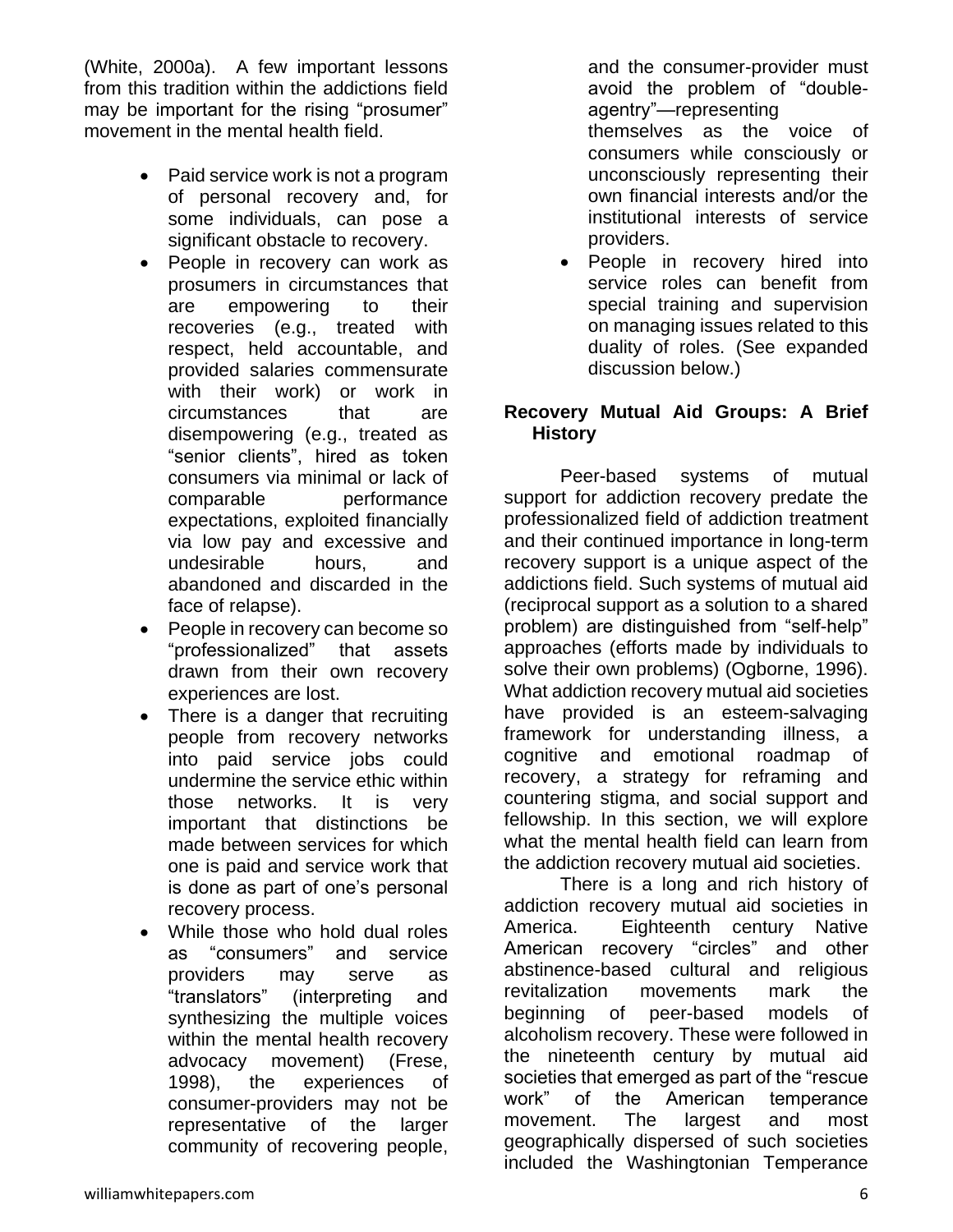(White, 2000a). A few important lessons from this tradition within the addictions field may be important for the rising "prosumer" movement in the mental health field.

- Paid service work is not a program of personal recovery and, for some individuals, can pose a significant obstacle to recovery.
- People in recovery can work as prosumers in circumstances that are empowering to their recoveries (e.g., treated with respect, held accountable, and provided salaries commensurate with their work) or work in circumstances that are disempowering (e.g., treated as "senior clients", hired as token consumers via minimal or lack of comparable performance expectations, exploited financially via low pay and excessive and undesirable hours, and abandoned and discarded in the face of relapse).
- People in recovery can become so "professionalized" that assets drawn from their own recovery experiences are lost.
- There is a danger that recruiting people from recovery networks into paid service jobs could undermine the service ethic within those networks. It is very important that distinctions be made between services for which one is paid and service work that is done as part of one's personal recovery process.
- While those who hold dual roles as "consumers" and service providers may serve as "translators" (interpreting and synthesizing the multiple voices within the mental health recovery advocacy movement) (Frese, 1998), the experiences of consumer-providers may not be representative of the larger community of recovering people, and the consumer-provider must avoid the problem of "double-agentry"—representing themselves as the voice of consumers while consciously or unconsciously representing their own financial interests and/or the institutional interests of service providers.
- People in recovery hired into service roles can benefit from special training and supervision on managing issues related to this duality of roles. (See expanded discussion below.)

**Recovery Mutual Aid Groups: A Brief History**

Peer-based systems of mutual support for addiction recovery predate the professionalized field of addiction treatment and their continued importance in long-term recovery support is a unique aspect of the addictions field. Such systems of mutual aid (reciprocal support as a solution to a shared problem) are distinguished from "self-help" approaches (efforts made by individuals to solve their own problems) (Ogborne, 1996). What addiction recovery mutual aid societies have provided is an esteem-salvaging framework for understanding illness, a cognitive and emotional roadmap of recovery, a strategy for reframing and countering stigma, and social support and fellowship. In this section, we will explore what the mental health field can learn from the addiction recovery mutual aid societies.

There is a long and rich history of addiction recovery mutual aid societies in America. Eighteenth century Native American recovery "circles" and other abstinence-based cultural and religious revitalization movements mark the beginning of peer-based models of alcoholism recovery. These were followed in the nineteenth century by mutual aid societies that emerged as part of the "rescue work" of the American temperance movement. The largest and most geographically dispersed of such societies included the Washingtonian Temperance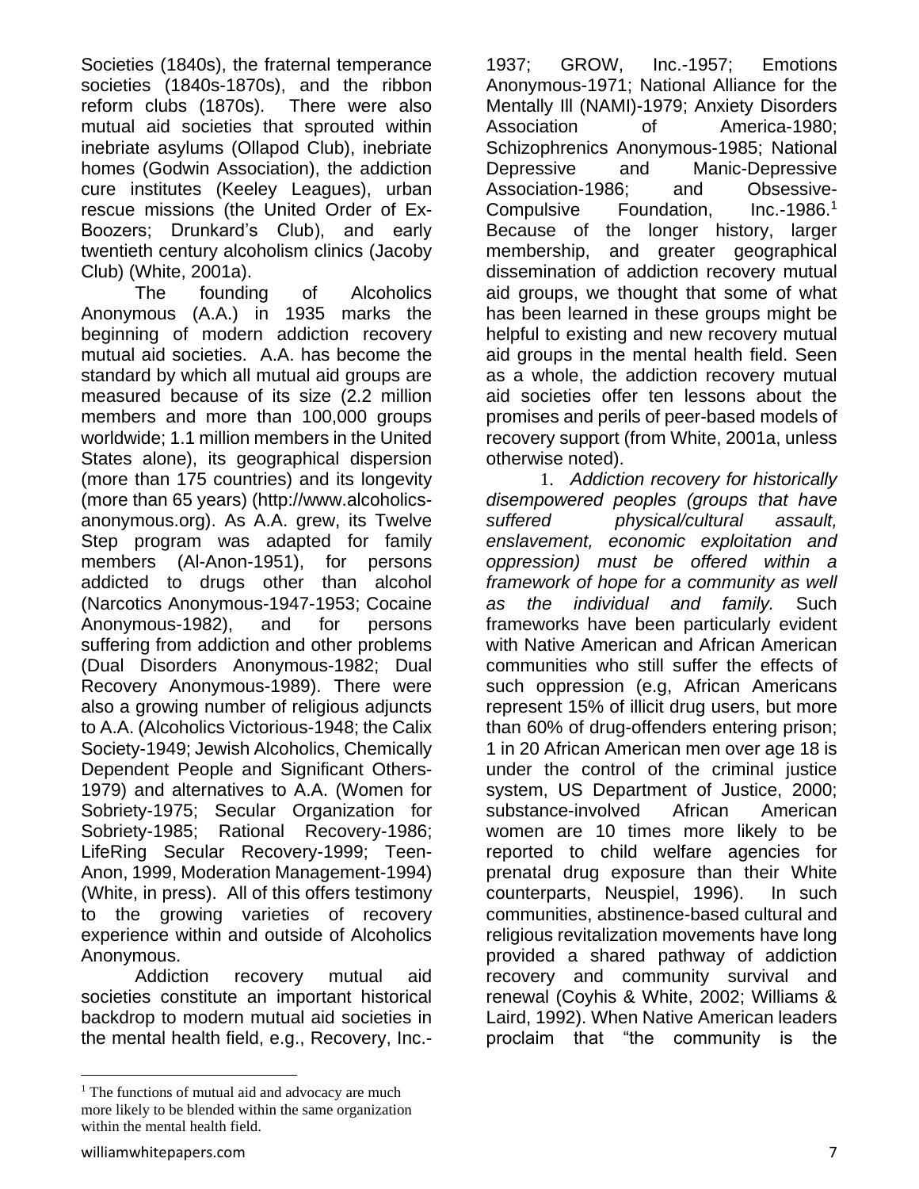Societies (1840s), the fraternal temperance societies (1840s-1870s), and the ribbon reform clubs (1870s). There were also mutual aid societies that sprouted within inebriate asylums (Ollapod Club), inebriate homes (Godwin Association), the addiction cure institutes (Keeley Leagues), urban rescue missions (the United Order of Ex-Boozers; Drunkard's Club), and early twentieth century alcoholism clinics (Jacoby Club) (White, 2001a).

The founding of Alcoholics Anonymous (A.A.) in 1935 marks the beginning of modern addiction recovery mutual aid societies. A.A. has become the standard by which all mutual aid groups are measured because of its size (2.2 million members and more than 100,000 groups worldwide; 1.1 million members in the United States alone), its geographical dispersion (more than 175 countries) and its longevity (more than 65 years) (http://www.alcoholics-anonymous.org). As A.A. grew, its Twelve Step program was adapted for family members (Al-Anon-1951), for persons addicted to drugs other than alcohol (Narcotics Anonymous-1947-1953; Cocaine Anonymous-1982), and for persons suffering from addiction and other problems (Dual Disorders Anonymous-1982; Dual Recovery Anonymous-1989). There were also a growing number of religious adjuncts to A.A. (Alcoholics Victorious-1948; the Calix Society-1949; Jewish Alcoholics, Chemically Dependent People and Significant Others-1979) and alternatives to A.A. (Women for Sobriety-1975; Secular Organization for Sobriety-1985; Rational Recovery-1986; LifeRing Secular Recovery-1999; Teen-Anon, 1999, Moderation Management-1994) (White, in press). All of this offers testimony to the growing varieties of recovery experience within and outside of Alcoholics Anonymous.

Addiction recovery mutual aid societies constitute an important historical backdrop to modern mutual aid societies in the mental health field, e.g., Recovery, Inc.-1937; GROW, Inc.-1957; Emotions Anonymous-1971; National Alliance for the Mentally Ill (NAMI)-1979; Anxiety Disorders Association of America-1980; Schizophrenics Anonymous-1985; National Depressive and Manic-Depressive Association-1986; and Obsessive-Compulsive Foundation, Inc.-1986.[1] Because of the longer history, larger membership, and greater geographical dissemination of addiction recovery mutual aid groups, we thought that some of what has been learned in these groups might be helpful to existing and new recovery mutual aid groups in the mental health field. Seen as a whole, the addiction recovery mutual aid societies offer ten lessons about the promises and perils of peer-based models of recovery support (from White, 2001a, unless otherwise noted).

1. *Addiction recovery for historically disempowered peoples (groups that have suffered physical/cultural assault, enslavement, economic exploitation and oppression) must be offered within a framework of hope for a community as well as the individual and family.* Such frameworks have been particularly evident with Native American and African American communities who still suffer the effects of such oppression (e.g, African Americans represent 15% of illicit drug users, but more than 60% of drug-offenders entering prison; 1 in 20 African American men over age 18 is under the control of the criminal justice system, US Department of Justice, 2000; substance-involved African American women are 10 times more likely to be reported to child welfare agencies for prenatal drug exposure than their White counterparts, Neuspiel, 1996). In such communities, abstinence-based cultural and religious revitalization movements have long provided a shared pathway of addiction recovery and community survival and renewal (Coyhis & White, 2002; Williams & Laird, 1992). When Native American leaders proclaim that "the community is the

[1] The functions of mutual aid and advocacy are much more likely to be blended within the same organization within the mental health field.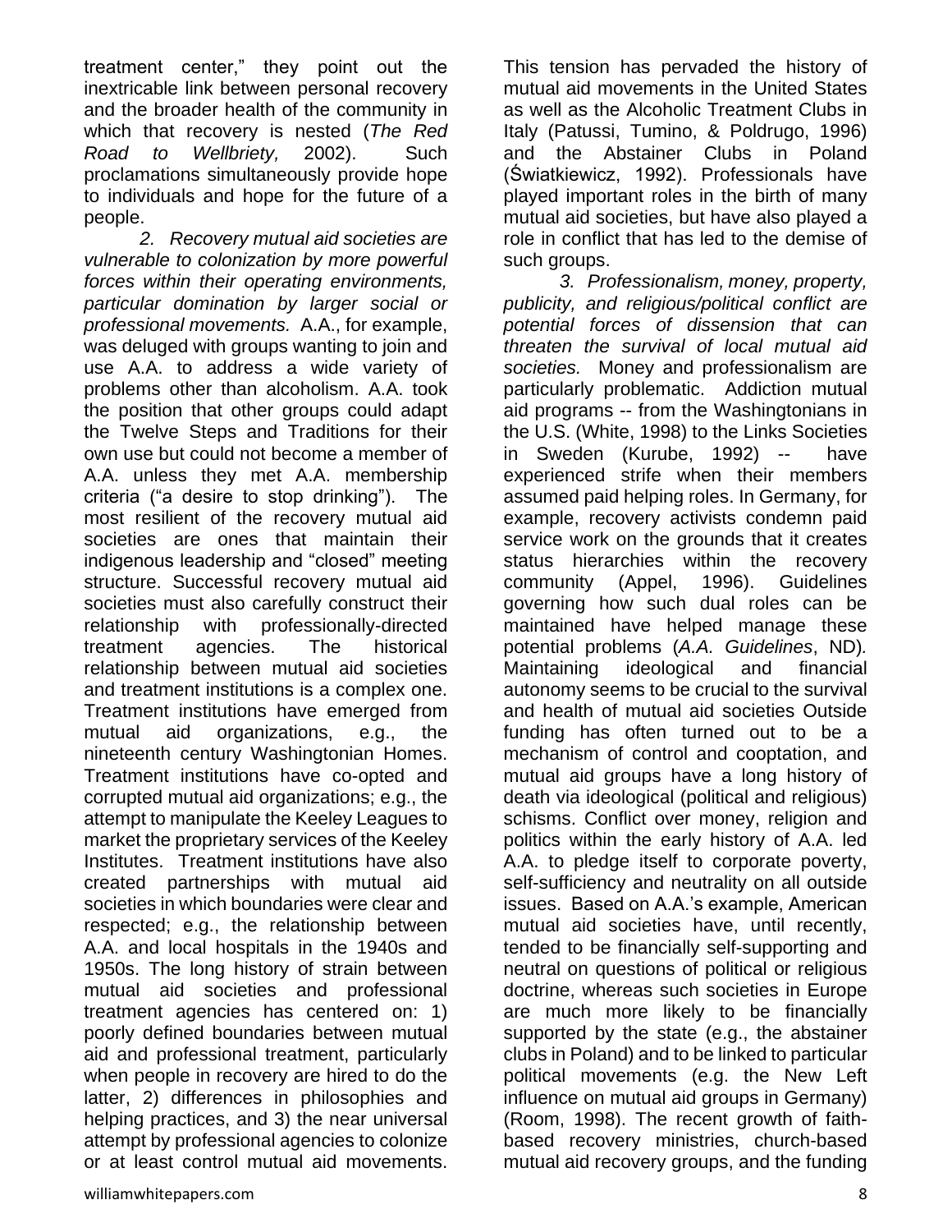treatment center," they point out the inextricable link between personal recovery and the broader health of the community in which that recovery is nested (*The Red Road to Wellbriety,* 2002). Such proclamations simultaneously provide hope to individuals and hope for the future of a people.

*2. Recovery mutual aid societies are vulnerable to colonization by more powerful forces within their operating environments, particular domination by larger social or professional movements.* A.A., for example, was deluged with groups wanting to join and use A.A. to address a wide variety of problems other than alcoholism. A.A. took the position that other groups could adapt the Twelve Steps and Traditions for their own use but could not become a member of A.A. unless they met A.A. membership criteria ("a desire to stop drinking"). The most resilient of the recovery mutual aid societies are ones that maintain their indigenous leadership and "closed" meeting structure. Successful recovery mutual aid societies must also carefully construct their relationship with professionally-directed treatment agencies. The historical relationship between mutual aid societies and treatment institutions is a complex one. Treatment institutions have emerged from mutual aid organizations, e.g., the nineteenth century Washingtonian Homes. Treatment institutions have co-opted and corrupted mutual aid organizations; e.g., the attempt to manipulate the Keeley Leagues to market the proprietary services of the Keeley Institutes. Treatment institutions have also created partnerships with mutual aid societies in which boundaries were clear and respected; e.g., the relationship between A.A. and local hospitals in the 1940s and 1950s. The long history of strain between mutual aid societies and professional treatment agencies has centered on: 1) poorly defined boundaries between mutual aid and professional treatment, particularly when people in recovery are hired to do the latter, 2) differences in philosophies and helping practices, and 3) the near universal attempt by professional agencies to colonize or at least control mutual aid movements. This tension has pervaded the history of mutual aid movements in the United States as well as the Alcoholic Treatment Clubs in Italy (Patussi, Tumino, & Poldrugo, 1996) and the Abstainer Clubs in Poland (Świątkiewicz, 1992). Professionals have played important roles in the birth of many mutual aid societies, but have also played a role in conflict that has led to the demise of such groups.

*3. Professionalism, money, property, publicity, and religious/political conflict are potential forces of dissension that can threaten the survival of local mutual aid societies.* Money and professionalism are particularly problematic. Addiction mutual aid programs -- from the Washingtonians in the U.S. (White, 1998) to the Links Societies in Sweden (Kurube, 1992) -- have experienced strife when their members assumed paid helping roles. In Germany, for example, recovery activists condemn paid service work on the grounds that it creates status hierarchies within the recovery community (Appel, 1996). Guidelines governing how such dual roles can be maintained have helped manage these potential problems (*A.A. Guidelines*, ND). Maintaining ideological and financial autonomy seems to be crucial to the survival and health of mutual aid societies Outside funding has often turned out to be a mechanism of control and cooptation, and mutual aid groups have a long history of death via ideological (political and religious) schisms. Conflict over money, religion and politics within the early history of A.A. led A.A. to pledge itself to corporate poverty, self-sufficiency and neutrality on all outside issues. Based on A.A.'s example, American mutual aid societies have, until recently, tended to be financially self-supporting and neutral on questions of political or religious doctrine, whereas such societies in Europe are much more likely to be financially supported by the state (e.g., the abstainer clubs in Poland) and to be linked to particular political movements (e.g. the New Left influence on mutual aid groups in Germany) (Room, 1998). The recent growth of faith-based recovery ministries, church-based mutual aid recovery groups, and the funding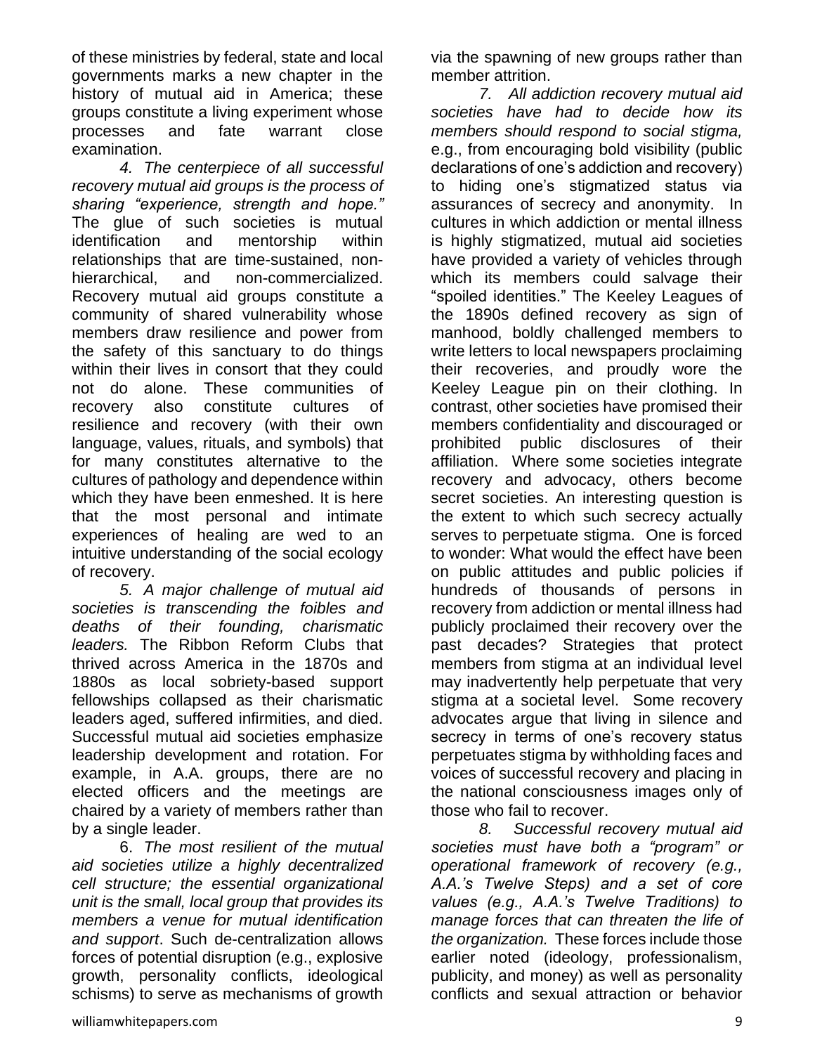of these ministries by federal, state and local governments marks a new chapter in the history of mutual aid in America; these groups constitute a living experiment whose processes and fate warrant close examination.

*4. The centerpiece of all successful recovery mutual aid groups is the process of sharing "experience, strength and hope."* The glue of such societies is mutual identification and mentorship within relationships that are time-sustained, non-hierarchical, and non-commercialized. Recovery mutual aid groups constitute a community of shared vulnerability whose members draw resilience and power from the safety of this sanctuary to do things within their lives in consort that they could not do alone. These communities of recovery also constitute cultures of resilience and recovery (with their own language, values, rituals, and symbols) that for many constitutes alternative to the cultures of pathology and dependence within which they have been enmeshed. It is here that the most personal and intimate experiences of healing are wed to an intuitive understanding of the social ecology of recovery.

*5. A major challenge of mutual aid societies is transcending the foibles and deaths of their founding, charismatic leaders.* The Ribbon Reform Clubs that thrived across America in the 1870s and 1880s as local sobriety-based support fellowships collapsed as their charismatic leaders aged, suffered infirmities, and died. Successful mutual aid societies emphasize leadership development and rotation. For example, in A.A. groups, there are no elected officers and the meetings are chaired by a variety of members rather than by a single leader.

6. *The most resilient of the mutual aid societies utilize a highly decentralized cell structure; the essential organizational unit is the small, local group that provides its members a venue for mutual identification and support*. Such de-centralization allows forces of potential disruption (e.g., explosive growth, personality conflicts, ideological schisms) to serve as mechanisms of growth via the spawning of new groups rather than member attrition.

*7. All addiction recovery mutual aid societies have had to decide how its members should respond to social stigma,* e.g., from encouraging bold visibility (public declarations of one's addiction and recovery) to hiding one's stigmatized status via assurances of secrecy and anonymity. In cultures in which addiction or mental illness is highly stigmatized, mutual aid societies have provided a variety of vehicles through which its members could salvage their "spoiled identities." The Keeley Leagues of the 1890s defined recovery as sign of manhood, boldly challenged members to write letters to local newspapers proclaiming their recoveries, and proudly wore the Keeley League pin on their clothing. In contrast, other societies have promised their members confidentiality and discouraged or prohibited public disclosures of their affiliation. Where some societies integrate recovery and advocacy, others become secret societies. An interesting question is the extent to which such secrecy actually serves to perpetuate stigma. One is forced to wonder: What would the effect have been on public attitudes and public policies if hundreds of thousands of persons in recovery from addiction or mental illness had publicly proclaimed their recovery over the past decades? Strategies that protect members from stigma at an individual level may inadvertently help perpetuate that very stigma at a societal level. Some recovery advocates argue that living in silence and secrecy in terms of one's recovery status perpetuates stigma by withholding faces and voices of successful recovery and placing in the national consciousness images only of those who fail to recover.

*8. Successful recovery mutual aid societies must have both a "program" or operational framework of recovery (e.g., A.A.'s Twelve Steps) and a set of core values (e.g., A.A.'s Twelve Traditions) to manage forces that can threaten the life of the organization.* These forces include those earlier noted (ideology, professionalism, publicity, and money) as well as personality conflicts and sexual attraction or behavior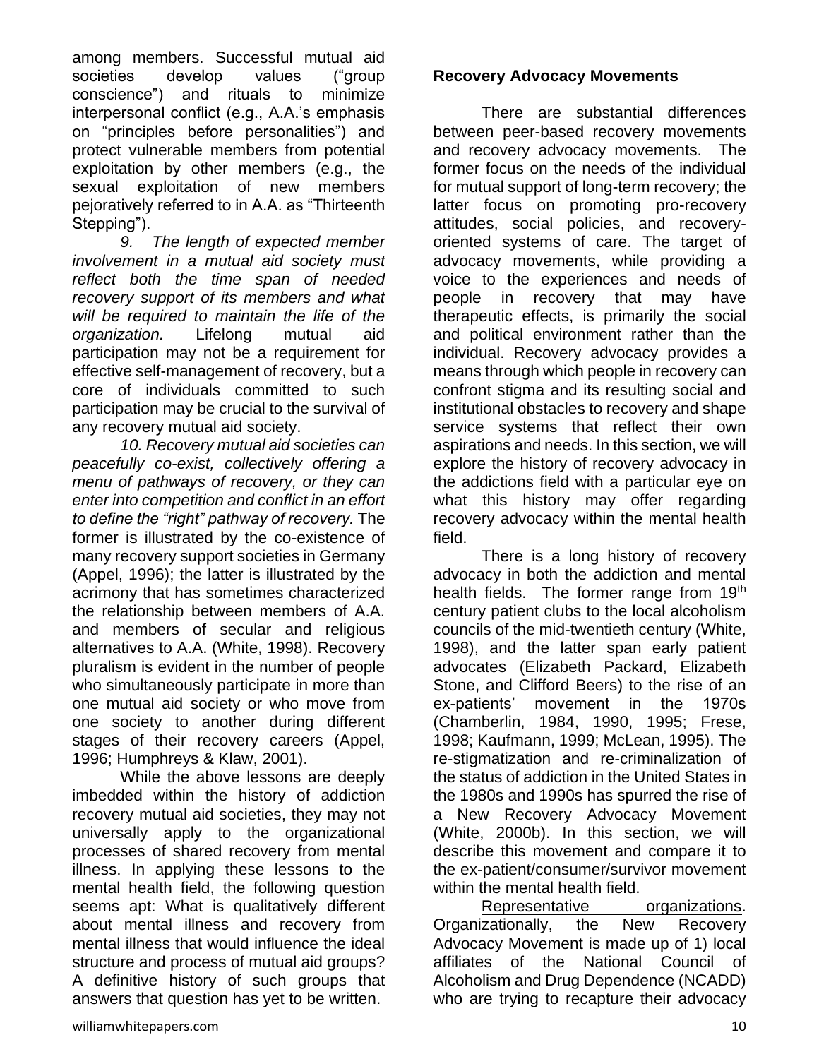among members. Successful mutual aid societies develop values ("group conscience") and rituals to minimize interpersonal conflict (e.g., A.A.'s emphasis on "principles before personalities") and protect vulnerable members from potential exploitation by other members (e.g., the sexual exploitation of new members pejoratively referred to in A.A. as "Thirteenth Stepping").

*9. The length of expected member involvement in a mutual aid society must reflect both the time span of needed recovery support of its members and what will be required to maintain the life of the organization.* Lifelong mutual aid participation may not be a requirement for effective self-management of recovery, but a core of individuals committed to such participation may be crucial to the survival of any recovery mutual aid society.

*10. Recovery mutual aid societies can peacefully co-exist, collectively offering a menu of pathways of recovery, or they can enter into competition and conflict in an effort to define the "right" pathway of recovery.* The former is illustrated by the co-existence of many recovery support societies in Germany (Appel, 1996); the latter is illustrated by the acrimony that has sometimes characterized the relationship between members of A.A. and members of secular and religious alternatives to A.A. (White, 1998). Recovery pluralism is evident in the number of people who simultaneously participate in more than one mutual aid society or who move from one society to another during different stages of their recovery careers (Appel, 1996; Humphreys & Klaw, 2001).

While the above lessons are deeply imbedded within the history of addiction recovery mutual aid societies, they may not universally apply to the organizational processes of shared recovery from mental illness. In applying these lessons to the mental health field, the following question seems apt: What is qualitatively different about mental illness and recovery from mental illness that would influence the ideal structure and process of mutual aid groups? A definitive history of such groups that answers that question has yet to be written.

**Recovery Advocacy Movements**

There are substantial differences between peer-based recovery movements and recovery advocacy movements. The former focus on the needs of the individual for mutual support of long-term recovery; the latter focus on promoting pro-recovery attitudes, social policies, and recovery-oriented systems of care. The target of advocacy movements, while providing a voice to the experiences and needs of people in recovery that may have therapeutic effects, is primarily the social and political environment rather than the individual. Recovery advocacy provides a means through which people in recovery can confront stigma and its resulting social and institutional obstacles to recovery and shape service systems that reflect their own aspirations and needs. In this section, we will explore the history of recovery advocacy in the addictions field with a particular eye on what this history may offer regarding recovery advocacy within the mental health field.

There is a long history of recovery advocacy in both the addiction and mental health fields. The former range from 19th century patient clubs to the local alcoholism councils of the mid-twentieth century (White, 1998), and the latter span early patient advocates (Elizabeth Packard, Elizabeth Stone, and Clifford Beers) to the rise of an ex-patients' movement in the 1970s (Chamberlin, 1984, 1990, 1995; Frese, 1998; Kaufmann, 1999; McLean, 1995). The re-stigmatization and re-criminalization of the status of addiction in the United States in the 1980s and 1990s has spurred the rise of a New Recovery Advocacy Movement (White, 2000b). In this section, we will describe this movement and compare it to the ex-patient/consumer/survivor movement within the mental health field.

<u>Representative organizations</u>. Organizationally, the New Recovery Advocacy Movement is made up of 1) local affiliates of the National Council of Alcoholism and Drug Dependence (NCADD) who are trying to recapture their advocacy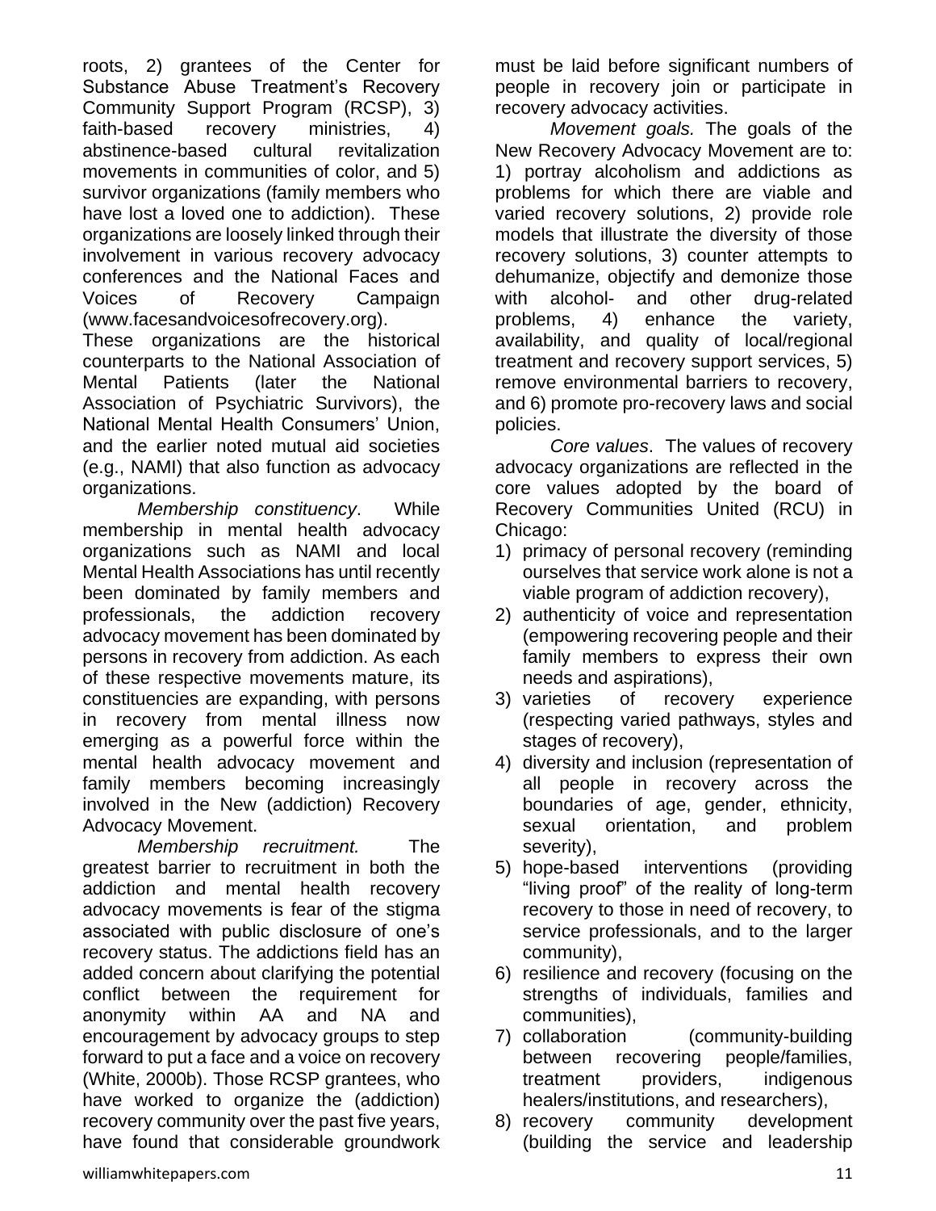roots, 2) grantees of the Center for Substance Abuse Treatment's Recovery Community Support Program (RCSP), 3) faith-based recovery ministries, 4) abstinence-based cultural revitalization movements in communities of color, and 5) survivor organizations (family members who have lost a loved one to addiction). These organizations are loosely linked through their involvement in various recovery advocacy conferences and the National Faces and Voices of Recovery Campaign (www.facesandvoicesofrecovery.org). These organizations are the historical counterparts to the National Association of Mental Patients (later the National Association of Psychiatric Survivors), the National Mental Health Consumers' Union, and the earlier noted mutual aid societies (e.g., NAMI) that also function as advocacy organizations.

*Membership constituency*. While membership in mental health advocacy organizations such as NAMI and local Mental Health Associations has until recently been dominated by family members and professionals, the addiction recovery advocacy movement has been dominated by persons in recovery from addiction. As each of these respective movements mature, its constituencies are expanding, with persons in recovery from mental illness now emerging as a powerful force within the mental health advocacy movement and family members becoming increasingly involved in the New (addiction) Recovery Advocacy Movement.

*Membership recruitment.* The greatest barrier to recruitment in both the addiction and mental health recovery advocacy movements is fear of the stigma associated with public disclosure of one's recovery status. The addictions field has an added concern about clarifying the potential conflict between the requirement for anonymity within AA and NA and encouragement by advocacy groups to step forward to put a face and a voice on recovery (White, 2000b). Those RCSP grantees, who have worked to organize the (addiction) recovery community over the past five years, have found that considerable groundwork must be laid before significant numbers of people in recovery join or participate in recovery advocacy activities.

*Movement goals.* The goals of the New Recovery Advocacy Movement are to: 1) portray alcoholism and addictions as problems for which there are viable and varied recovery solutions, 2) provide role models that illustrate the diversity of those recovery solutions, 3) counter attempts to dehumanize, objectify and demonize those with alcohol- and other drug-related problems, 4) enhance the variety, availability, and quality of local/regional treatment and recovery support services, 5) remove environmental barriers to recovery, and 6) promote pro-recovery laws and social policies.

*Core values*. The values of recovery advocacy organizations are reflected in the core values adopted by the board of Recovery Communities United (RCU) in Chicago:

1) primacy of personal recovery (reminding ourselves that service work alone is not a viable program of addiction recovery),
2) authenticity of voice and representation (empowering recovering people and their family members to express their own needs and aspirations),
3) varieties of recovery experience (respecting varied pathways, styles and stages of recovery),
4) diversity and inclusion (representation of all people in recovery across the boundaries of age, gender, ethnicity, sexual orientation, and problem severity),
5) hope-based interventions (providing "living proof" of the reality of long-term recovery to those in need of recovery, to service professionals, and to the larger community),
6) resilience and recovery (focusing on the strengths of individuals, families and communities),
7) collaboration (community-building between recovering people/families, treatment providers, indigenous healers/institutions, and researchers),
8) recovery community development (building the service and leadership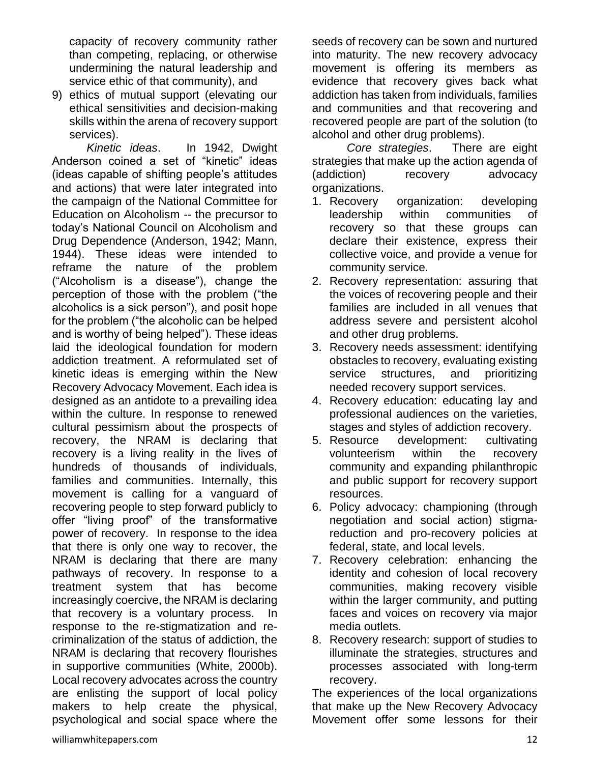capacity of recovery community rather than competing, replacing, or otherwise undermining the natural leadership and service ethic of that community), and

9) ethics of mutual support (elevating our ethical sensitivities and decision-making skills within the arena of recovery support services).

*Kinetic ideas*. In 1942, Dwight Anderson coined a set of "kinetic" ideas (ideas capable of shifting people's attitudes and actions) that were later integrated into the campaign of the National Committee for Education on Alcoholism -- the precursor to today's National Council on Alcoholism and Drug Dependence (Anderson, 1942; Mann, 1944). These ideas were intended to reframe the nature of the problem ("Alcoholism is a disease"), change the perception of those with the problem ("the alcoholics is a sick person"), and posit hope for the problem ("the alcoholic can be helped and is worthy of being helped"). These ideas laid the ideological foundation for modern addiction treatment. A reformulated set of kinetic ideas is emerging within the New Recovery Advocacy Movement. Each idea is designed as an antidote to a prevailing idea within the culture. In response to renewed cultural pessimism about the prospects of recovery, the NRAM is declaring that recovery is a living reality in the lives of hundreds of thousands of individuals, families and communities. Internally, this movement is calling for a vanguard of recovering people to step forward publicly to offer "living proof" of the transformative power of recovery. In response to the idea that there is only one way to recover, the NRAM is declaring that there are many pathways of recovery. In response to a treatment system that has become increasingly coercive, the NRAM is declaring that recovery is a voluntary process. In response to the re-stigmatization and re-criminalization of the status of addiction, the NRAM is declaring that recovery flourishes in supportive communities (White, 2000b). Local recovery advocates across the country are enlisting the support of local policy makers to help create the physical, psychological and social space where the seeds of recovery can be sown and nurtured into maturity. The new recovery advocacy movement is offering its members as evidence that recovery gives back what addiction has taken from individuals, families and communities and that recovering and recovered people are part of the solution (to alcohol and other drug problems).

*Core strategies*. There are eight strategies that make up the action agenda of (addiction) recovery advocacy organizations.

1. Recovery organization: developing leadership within communities of recovery so that these groups can declare their existence, express their collective voice, and provide a venue for community service.
2. Recovery representation: assuring that the voices of recovering people and their families are included in all venues that address severe and persistent alcohol and other drug problems.
3. Recovery needs assessment: identifying obstacles to recovery, evaluating existing service structures, and prioritizing needed recovery support services.
4. Recovery education: educating lay and professional audiences on the varieties, stages and styles of addiction recovery.
5. Resource development: cultivating volunteerism within the recovery community and expanding philanthropic and public support for recovery support resources.
6. Policy advocacy: championing (through negotiation and social action) stigma-reduction and pro-recovery policies at federal, state, and local levels.
7. Recovery celebration: enhancing the identity and cohesion of local recovery communities, making recovery visible within the larger community, and putting faces and voices on recovery via major media outlets.
8. Recovery research: support of studies to illuminate the strategies, structures and processes associated with long-term recovery.

The experiences of the local organizations that make up the New Recovery Advocacy Movement offer some lessons for their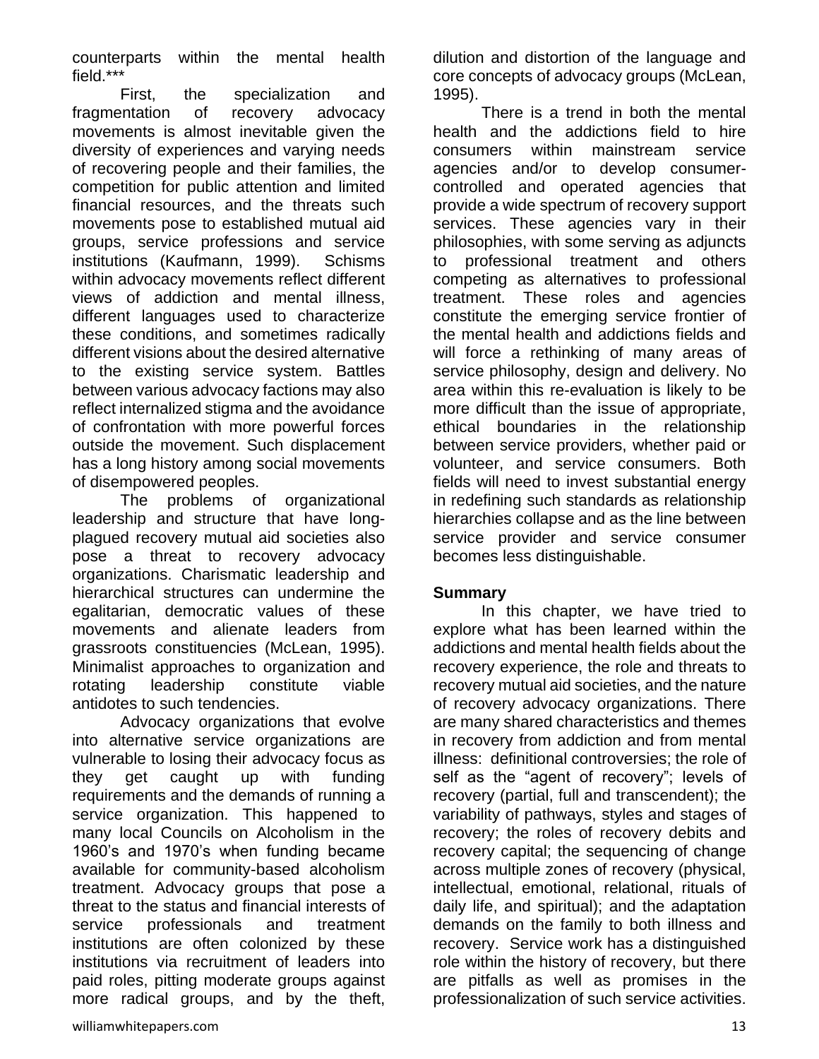counterparts within the mental health field.***

First, the specialization and fragmentation of recovery advocacy movements is almost inevitable given the diversity of experiences and varying needs of recovering people and their families, the competition for public attention and limited financial resources, and the threats such movements pose to established mutual aid groups, service professions and service institutions (Kaufmann, 1999). Schisms within advocacy movements reflect different views of addiction and mental illness, different languages used to characterize these conditions, and sometimes radically different visions about the desired alternative to the existing service system. Battles between various advocacy factions may also reflect internalized stigma and the avoidance of confrontation with more powerful forces outside the movement. Such displacement has a long history among social movements of disempowered peoples.

The problems of organizational leadership and structure that have long-plagued recovery mutual aid societies also pose a threat to recovery advocacy organizations. Charismatic leadership and hierarchical structures can undermine the egalitarian, democratic values of these movements and alienate leaders from grassroots constituencies (McLean, 1995). Minimalist approaches to organization and rotating leadership constitute viable antidotes to such tendencies.

Advocacy organizations that evolve into alternative service organizations are vulnerable to losing their advocacy focus as they get caught up with funding requirements and the demands of running a service organization. This happened to many local Councils on Alcoholism in the 1960's and 1970's when funding became available for community-based alcoholism treatment. Advocacy groups that pose a threat to the status and financial interests of service professionals and treatment institutions are often colonized by these institutions via recruitment of leaders into paid roles, pitting moderate groups against more radical groups, and by the theft, dilution and distortion of the language and core concepts of advocacy groups (McLean, 1995).

There is a trend in both the mental health and the addictions field to hire consumers within mainstream service agencies and/or to develop consumer-controlled and operated agencies that provide a wide spectrum of recovery support services. These agencies vary in their philosophies, with some serving as adjuncts to professional treatment and others competing as alternatives to professional treatment. These roles and agencies constitute the emerging service frontier of the mental health and addictions fields and will force a rethinking of many areas of service philosophy, design and delivery. No area within this re-evaluation is likely to be more difficult than the issue of appropriate, ethical boundaries in the relationship between service providers, whether paid or volunteer, and service consumers. Both fields will need to invest substantial energy in redefining such standards as relationship hierarchies collapse and as the line between service provider and service consumer becomes less distinguishable.

## Summary

In this chapter, we have tried to explore what has been learned within the addictions and mental health fields about the recovery experience, the role and threats to recovery mutual aid societies, and the nature of recovery advocacy organizations. There are many shared characteristics and themes in recovery from addiction and from mental illness: definitional controversies; the role of self as the "agent of recovery"; levels of recovery (partial, full and transcendent); the variability of pathways, styles and stages of recovery; the roles of recovery debits and recovery capital; the sequencing of change across multiple zones of recovery (physical, intellectual, emotional, relational, rituals of daily life, and spiritual); and the adaptation demands on the family to both illness and recovery. Service work has a distinguished role within the history of recovery, but there are pitfalls as well as promises in the professionalization of such service activities.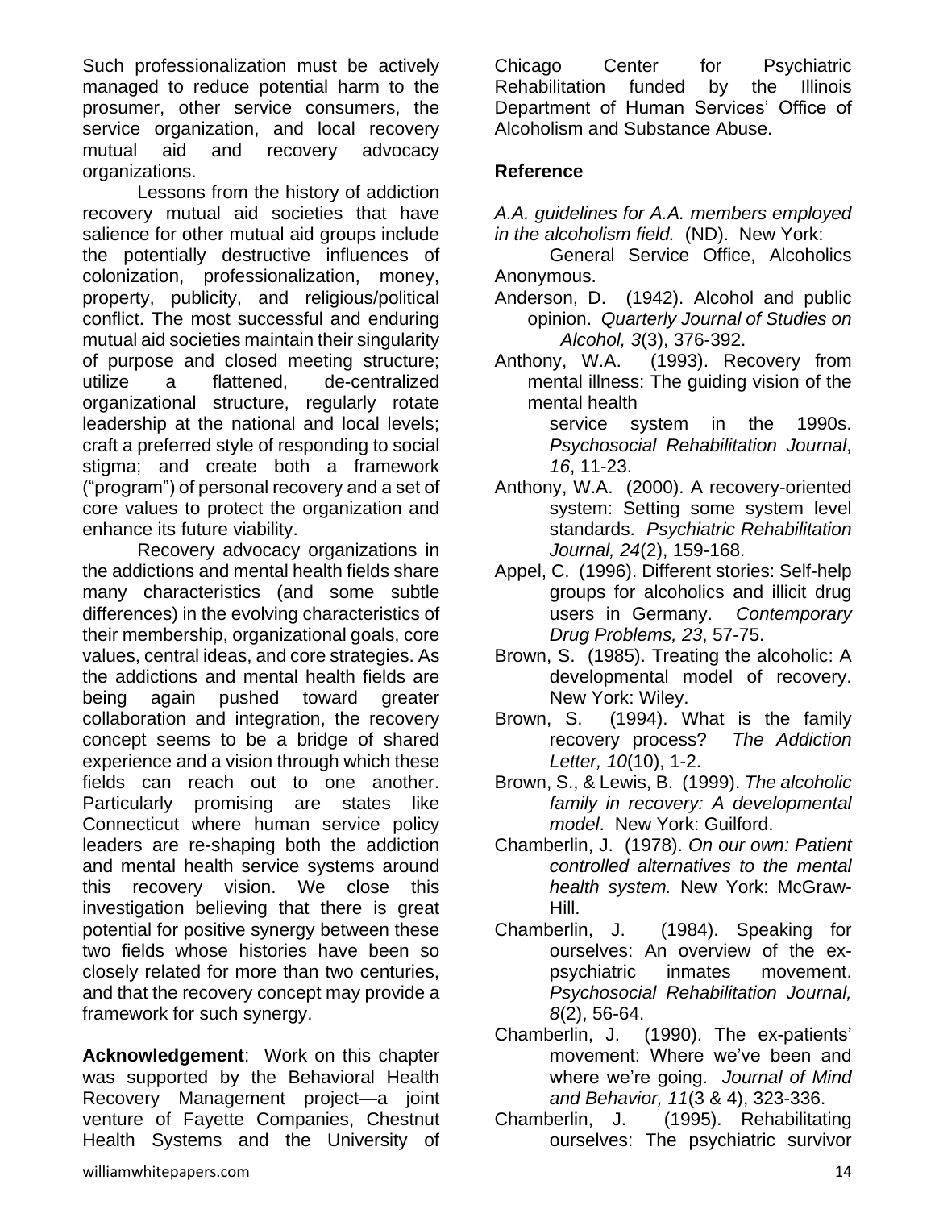Such professionalization must be actively managed to reduce potential harm to the prosumer, other service consumers, the service organization, and local recovery mutual aid and recovery advocacy organizations.

Lessons from the history of addiction recovery mutual aid societies that have salience for other mutual aid groups include the potentially destructive influences of colonization, professionalization, money, property, publicity, and religious/political conflict. The most successful and enduring mutual aid societies maintain their singularity of purpose and closed meeting structure; utilize a flattened, de-centralized organizational structure, regularly rotate leadership at the national and local levels; craft a preferred style of responding to social stigma; and create both a framework ("program") of personal recovery and a set of core values to protect the organization and enhance its future viability.

Recovery advocacy organizations in the addictions and mental health fields share many characteristics (and some subtle differences) in the evolving characteristics of their membership, organizational goals, core values, central ideas, and core strategies. As the addictions and mental health fields are being again pushed toward greater collaboration and integration, the recovery concept seems to be a bridge of shared experience and a vision through which these fields can reach out to one another. Particularly promising are states like Connecticut where human service policy leaders are re-shaping both the addiction and mental health service systems around this recovery vision. We close this investigation believing that there is great potential for positive synergy between these two fields whose histories have been so closely related for more than two centuries, and that the recovery concept may provide a framework for such synergy.

**Acknowledgement**: Work on this chapter was supported by the Behavioral Health Recovery Management project—a joint venture of Fayette Companies, Chestnut Health Systems and the University of Chicago Center for Psychiatric Rehabilitation funded by the Illinois Department of Human Services' Office of Alcoholism and Substance Abuse.

**Reference**

*A.A. guidelines for A.A. members employed in the alcoholism field.* (ND). New York: General Service Office, Alcoholics Anonymous.

Anderson, D. (1942). Alcohol and public opinion. *Quarterly Journal of Studies on Alcohol, 3*(3), 376-392.

Anthony, W.A. (1993). Recovery from mental illness: The guiding vision of the mental health service system in the 1990s. *Psychosocial Rehabilitation Journal*, *16*, 11-23.

Anthony, W.A. (2000). A recovery-oriented system: Setting some system level standards. *Psychiatric Rehabilitation Journal, 24*(2), 159-168.

Appel, C. (1996). Different stories: Self-help groups for alcoholics and illicit drug users in Germany. *Contemporary Drug Problems, 23*, 57-75.

Brown, S. (1985). Treating the alcoholic: A developmental model of recovery. New York: Wiley.

Brown, S. (1994). What is the family recovery process? *The Addiction Letter, 10*(10), 1-2.

Brown, S., & Lewis, B. (1999). *The alcoholic family in recovery: A developmental model*. New York: Guilford.

Chamberlin, J. (1978). *On our own: Patient controlled alternatives to the mental health system.* New York: McGraw-Hill.

Chamberlin, J. (1984). Speaking for ourselves: An overview of the ex-psychiatric inmates movement. *Psychosocial Rehabilitation Journal, 8*(2), 56-64.

Chamberlin, J. (1990). The ex-patients' movement: Where we've been and where we're going. *Journal of Mind and Behavior, 11*(3 & 4), 323-336.

Chamberlin, J. (1995). Rehabilitating ourselves: The psychiatric survivor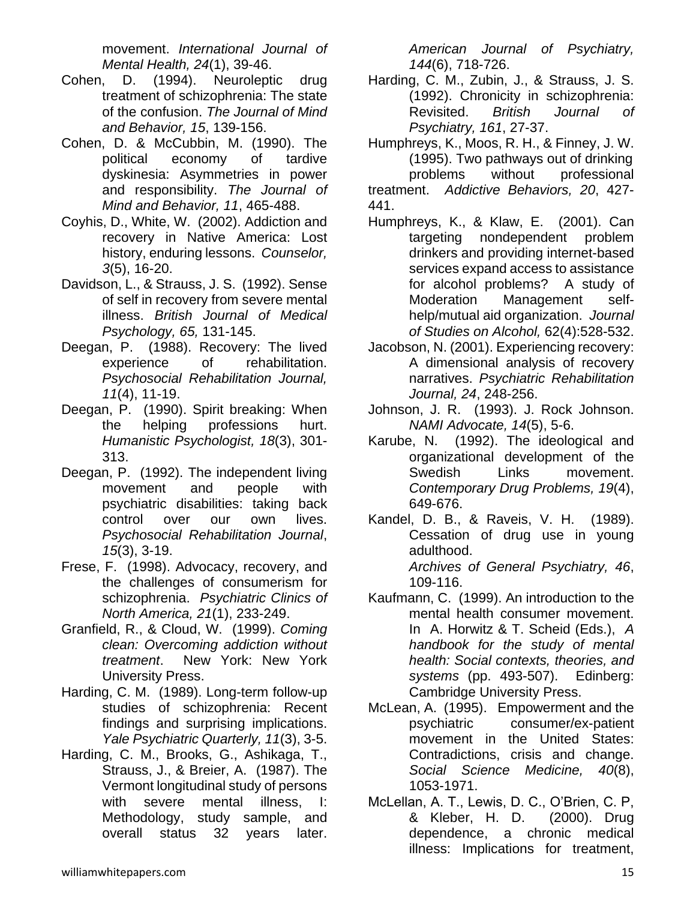movement. *International Journal of Mental Health, 24*(1), 39-46.

Cohen, D. (1994). Neuroleptic drug treatment of schizophrenia: The state of the confusion. *The Journal of Mind and Behavior, 15*, 139-156.

Cohen, D. & McCubbin, M. (1990). The political economy of tardive dyskinesia: Asymmetries in power and responsibility. *The Journal of Mind and Behavior, 11*, 465-488.

Coyhis, D., White, W. (2002). Addiction and recovery in Native America: Lost history, enduring lessons. *Counselor, 3*(5), 16-20.

Davidson, L., & Strauss, J. S. (1992). Sense of self in recovery from severe mental illness. *British Journal of Medical Psychology, 65,* 131-145.

Deegan, P. (1988). Recovery: The lived experience of rehabilitation. *Psychosocial Rehabilitation Journal, 11*(4), 11-19.

Deegan, P. (1990). Spirit breaking: When the helping professions hurt. *Humanistic Psychologist, 18*(3), 301-313.

Deegan, P. (1992). The independent living movement and people with psychiatric disabilities: taking back control over our own lives. *Psychosocial Rehabilitation Journal*, *15*(3), 3-19.

Frese, F. (1998). Advocacy, recovery, and the challenges of consumerism for schizophrenia. *Psychiatric Clinics of North America, 21*(1), 233-249.

Granfield, R., & Cloud, W. (1999). *Coming clean: Overcoming addiction without treatment*. New York: New York University Press.

Harding, C. M. (1989). Long-term follow-up studies of schizophrenia: Recent findings and surprising implications. *Yale Psychiatric Quarterly, 11*(3), 3-5.

Harding, C. M., Brooks, G., Ashikaga, T., Strauss, J., & Breier, A. (1987). The Vermont longitudinal study of persons with severe mental illness, I: Methodology, study sample, and overall status 32 years later. *American Journal of Psychiatry, 144*(6), 718-726.

Harding, C. M., Zubin, J., & Strauss, J. S. (1992). Chronicity in schizophrenia: Revisited. *British Journal of Psychiatry, 161*, 27-37.

Humphreys, K., Moos, R. H., & Finney, J. W. (1995). Two pathways out of drinking problems without professional treatment. *Addictive Behaviors, 20*, 427-441.

Humphreys, K., & Klaw, E. (2001). Can targeting nondependent problem drinkers and providing internet-based services expand access to assistance for alcohol problems? A study of Moderation Management self-help/mutual aid organization. *Journal of Studies on Alcohol,* 62(4):528-532.

Jacobson, N. (2001). Experiencing recovery: A dimensional analysis of recovery narratives. *Psychiatric Rehabilitation Journal, 24*, 248-256.

Johnson, J. R. (1993). J. Rock Johnson. *NAMI Advocate, 14*(5), 5-6.

Karube, N. (1992). The ideological and organizational development of the Swedish Links movement. *Contemporary Drug Problems, 19*(4), 649-676.

Kandel, D. B., & Raveis, V. H. (1989). Cessation of drug use in young adulthood. *Archives of General Psychiatry, 46*, 109-116.

Kaufmann, C. (1999). An introduction to the mental health consumer movement. In A. Horwitz & T. Scheid (Eds.), *A handbook for the study of mental health: Social contexts, theories, and systems* (pp. 493-507). Edinberg: Cambridge University Press.

McLean, A. (1995). Empowerment and the psychiatric consumer/ex-patient movement in the United States: Contradictions, crisis and change. *Social Science Medicine, 40*(8), 1053-1971.

McLellan, A. T., Lewis, D. C., O'Brien, C. P, & Kleber, H. D. (2000). Drug dependence, a chronic medical illness: Implications for treatment,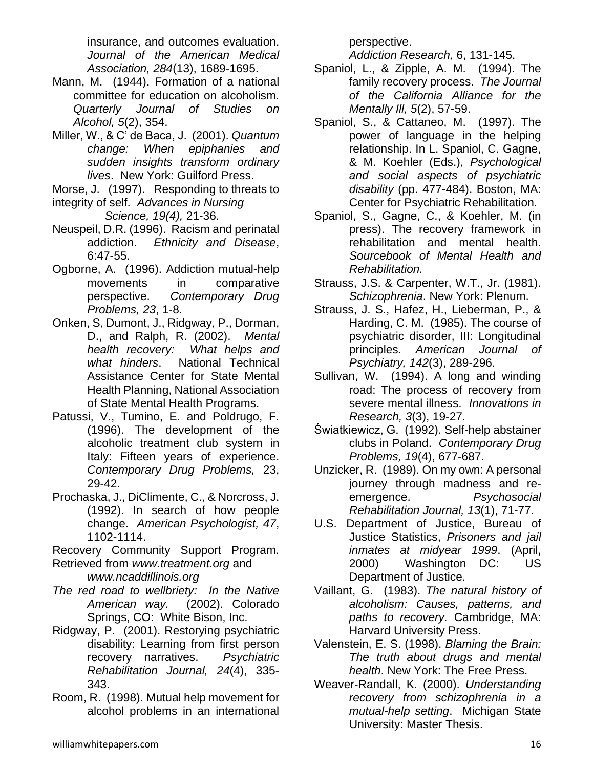insurance, and outcomes evaluation. *Journal of the American Medical Association, 284*(13), 1689-1695.

Mann, M. (1944). Formation of a national committee for education on alcoholism. *Quarterly Journal of Studies on Alcohol, 5*(2), 354.

Miller, W., & C' de Baca, J. (2001). *Quantum change: When epiphanies and sudden insights transform ordinary lives*. New York: Guilford Press.

Morse, J. (1997). Responding to threats to integrity of self. *Advances in Nursing Science, 19(4),* 21-36.

Neuspeil, D.R. (1996). Racism and perinatal addiction. *Ethnicity and Disease*, 6:47-55.

Ogborne, A. (1996). Addiction mutual-help movements in comparative perspective. *Contemporary Drug Problems, 23*, 1-8.

Onken, S, Dumont, J., Ridgway, P., Dorman, D., and Ralph, R. (2002). *Mental health recovery: What helps and what hinders*. National Technical Assistance Center for State Mental Health Planning, National Association of State Mental Health Programs.

Patussi, V., Tumino, E. and Poldrugo, F. (1996). The development of the alcoholic treatment club system in Italy: Fifteen years of experience. *Contemporary Drug Problems,* 23, 29-42.

Prochaska, J., DiClimente, C., & Norcross, J. (1992). In search of how people change. *American Psychologist, 47*, 1102-1114.

Recovery Community Support Program. Retrieved from *www.treatment.org* and *www.ncaddillinois.org*

*The red road to wellbriety: In the Native American way.* (2002). Colorado Springs, CO: White Bison, Inc.

Ridgway, P. (2001). Restorying psychiatric disability: Learning from first person recovery narratives. *Psychiatric Rehabilitation Journal, 24*(4), 335-343.

Room, R. (1998). Mutual help movement for alcohol problems in an international perspective. *Addiction Research,* 6, 131-145.

Spaniol, L., & Zipple, A. M. (1994). The family recovery process. *The Journal of the California Alliance for the Mentally Ill, 5*(2), 57-59.

Spaniol, S., & Cattaneo, M. (1997). The power of language in the helping relationship. In L. Spaniol, C. Gagne, & M. Koehler (Eds.), *Psychological and social aspects of psychiatric disability* (pp. 477-484). Boston, MA: Center for Psychiatric Rehabilitation.

Spaniol, S., Gagne, C., & Koehler, M. (in press). The recovery framework in rehabilitation and mental health. *Sourcebook of Mental Health and Rehabilitation.*

Strauss, J.S. & Carpenter, W.T., Jr. (1981). *Schizophrenia*. New York: Plenum.

Strauss, J. S., Hafez, H., Lieberman, P., & Harding, C. M. (1985). The course of psychiatric disorder, III: Longitudinal principles. *American Journal of Psychiatry, 142*(3), 289-296.

Sullivan, W. (1994). A long and winding road: The process of recovery from severe mental illness. *Innovations in Research, 3*(3), 19-27.

Świątkiewicz, G. (1992). Self-help abstainer clubs in Poland. *Contemporary Drug Problems, 19*(4), 677-687.

Unzicker, R. (1989). On my own: A personal journey through madness and re-emergence. *Psychosocial Rehabilitation Journal, 13*(1), 71-77.

U.S. Department of Justice, Bureau of Justice Statistics, *Prisoners and jail inmates at midyear 1999*. (April, 2000) Washington DC: US Department of Justice.

Vaillant, G. (1983). *The natural history of alcoholism: Causes, patterns, and paths to recovery.* Cambridge, MA: Harvard University Press.

Valenstein, E. S. (1998). *Blaming the Brain: The truth about drugs and mental health*. New York: The Free Press.

Weaver-Randall, K. (2000). *Understanding recovery from schizophrenia in a mutual-help setting*. Michigan State University: Master Thesis.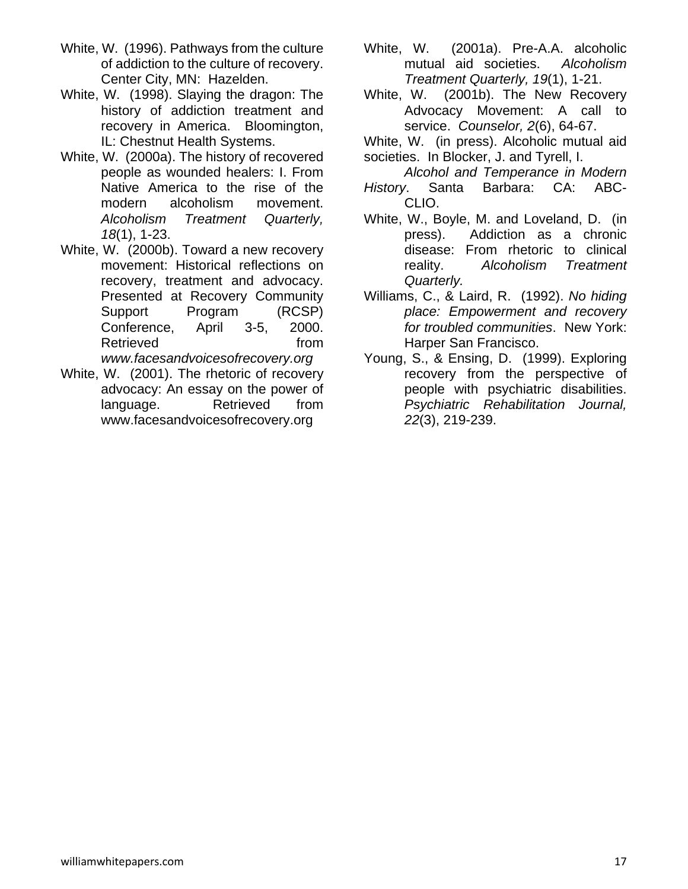White, W. (1996). Pathways from the culture of addiction to the culture of recovery. Center City, MN: Hazelden.

White, W. (1998). Slaying the dragon: The history of addiction treatment and recovery in America. Bloomington, IL: Chestnut Health Systems.

White, W. (2000a). The history of recovered people as wounded healers: I. From Native America to the rise of the modern alcoholism movement. *Alcoholism Treatment Quarterly, 18*(1), 1-23.

White, W. (2000b). Toward a new recovery movement: Historical reflections on recovery, treatment and advocacy. Presented at Recovery Community Support Program (RCSP) Conference, April 3-5, 2000. Retrieved from *www.facesandvoicesofrecovery.org*

White, W. (2001). The rhetoric of recovery advocacy: An essay on the power of language. Retrieved from www.facesandvoicesofrecovery.org

White, W. (2001a). Pre-A.A. alcoholic mutual aid societies. *Alcoholism Treatment Quarterly, 19*(1), 1-21.

White, W. (2001b). The New Recovery Advocacy Movement: A call to service. *Counselor, 2*(6), 64-67.

White, W. (in press). Alcoholic mutual aid societies. In Blocker, J. and Tyrell, I. *Alcohol and Temperance in Modern History*. Santa Barbara: CA: ABC-CLIO.

White, W., Boyle, M. and Loveland, D. (in press). Addiction as a chronic disease: From rhetoric to clinical reality. *Alcoholism Treatment Quarterly.*

Williams, C., & Laird, R. (1992). *No hiding place: Empowerment and recovery for troubled communities*. New York: Harper San Francisco.

Young, S., & Ensing, D. (1999). Exploring recovery from the perspective of people with psychiatric disabilities. *Psychiatric Rehabilitation Journal, 22*(3), 219-239.